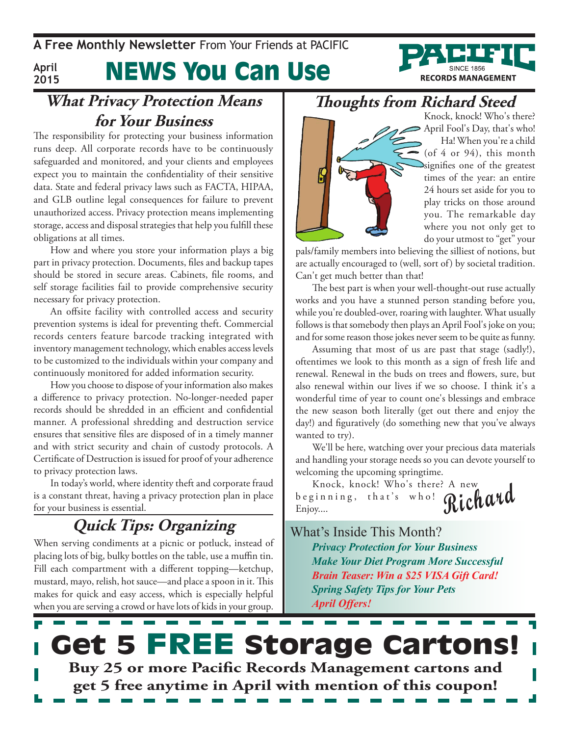**A Free Monthly Newsletter** From Your Friends at PACIFIC

April 2015

# NEWS You Can Use

PACIFIC SINCE 1856 RECORDS MANAGEMENT

## *What Privacy Protection Means for Your Business*

The responsibility for protecting your business information runs deep. All corporate records have to be continuously safeguarded and monitored, and your clients and employees expect you to maintain the confidentiality of their sensitive data. State and federal privacy laws such as FACTA, HIPAA, and GLB outline legal consequences for failure to prevent unauthorized access. Privacy protection means implementing storage, access and disposal strategies that help you fulfill these obligations at all times.

How and where you store your information plays a big part in privacy protection. Documents, files and backup tapes should be stored in secure areas. Cabinets, file rooms, and self storage facilities fail to provide comprehensive security necessary for privacy protection.

An offsite facility with controlled access and security prevention systems is ideal for preventing theft. Commercial records centers feature barcode tracking integrated with inventory management technology, which enables access levels to be customized to the individuals within your company and continuously monitored for added information security.

How you choose to dispose of your information also makes a difference to privacy protection. No-longer-needed paper records should be shredded in an efficient and confidential manner. A professional shredding and destruction service ensures that sensitive files are disposed of in a timely manner and with strict security and chain of custody protocols. A Certificate of Destruction is issued for proof of your adherence to privacy protection laws.

In today's world, where identity theft and corporate fraud is a constant threat, having a privacy protection plan in place for your business is essential.

## *Quick Tips: Organizing*

When serving condiments at a picnic or potluck, instead of placing lots of big, bulky bottles on the table, use a muffin tin. Fill each compartment with a different topping—ketchup, mustard, mayo, relish, hot sauce—and place a spoon in it. This makes for quick and easy access, which is especially helpful when you are serving a crowd or have lots of kids in your group.

## *Thoughts from Richard Steed*

Knock, knock! Who's there? April Fool's Day, that's who!

Ha! When you're a child (of 4 or 94), this month signifies one of the greatest times of the year: an entire 24 hours set aside for you to play tricks on those around you. The remarkable day where you not only get to do your utmost to "get" your pals/family members into believing the silliest of notions, but are actually encouraged to (well, sort of) by societal tradition. Can't get much better than that!

The best part is when your well-thought-out ruse actually works and you have a stunned person standing before you, while you're doubled-over, roaring with laughter. What usually follows is that somebody then plays an April Fool's joke on you; and for some reason those jokes never seem to be quite as funny.

Assuming that most of us are past that stage (sadly!), oftentimes we look to this month as a sign of fresh life and renewal. Renewal in the buds on trees and flowers, sure, but also renewal within our lives if we so choose. I think it's a wonderful time of year to count one's blessings and embrace the new season both literally (get out there and enjoy the day!) and figuratively (do something new that you've always wanted to try).

We'll be here, watching over your precious data materials and handling your storage needs so you can devote yourself to welcoming the upcoming springtime.

Knock, knock! Who's there? A new beginning, that's who! Enjoy....

*Richard*

### What's Inside This Month?

- *Privacy Protection for Your Business*
- *Make Your Diet Program More Successful*
- *Brain Teaser: Win a $25 VISA Gift Card!*
- *Spring Safety Tips for Your Pets*
- *April Offers!*

## Get 5 FREE Storage Cartons!

**Buy 25 or more Pacific Records Management cartons and get 5 free anytime in April with mention of this coupon!**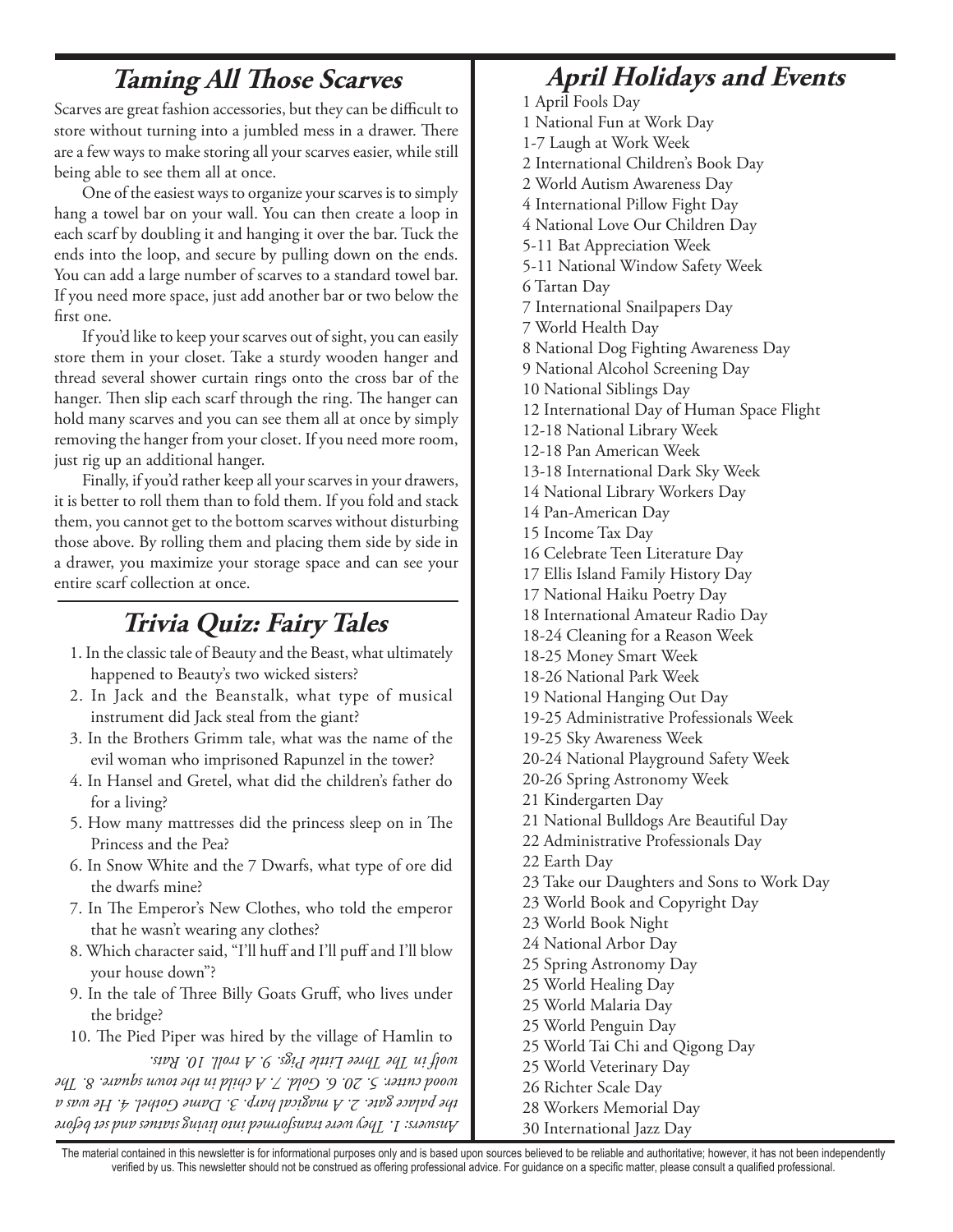## Taming All Those Scarves

Scarves are great fashion accessories, but they can be difficult to store without turning into a jumbled mess in a drawer. There are a few ways to make storing all your scarves easier, while still being able to see them all at once.

One of the easiest ways to organize your scarves is to simply hang a towel bar on your wall. You can then create a loop in each scarf by doubling it and hanging it over the bar. Tuck the ends into the loop, and secure by pulling down on the ends. You can add a large number of scarves to a standard towel bar. If you need more space, just add another bar or two below the first one.

If you'd like to keep your scarves out of sight, you can easily store them in your closet. Take a sturdy wooden hanger and thread several shower curtain rings onto the cross bar of the hanger. Then slip each scarf through the ring. The hanger can hold many scarves and you can see them all at once by simply removing the hanger from your closet. If you need more room, just rig up an additional hanger.

Finally, if you'd rather keep all your scarves in your drawers, it is better to roll them than to fold them. If you fold and stack them, you cannot get to the bottom scarves without disturbing those above. By rolling them and placing them side by side in a drawer, you maximize your storage space and can see your entire scarf collection at once.

## Trivia Quiz: Fairy Tales

1. In the classic tale of Beauty and the Beast, what ultimately happened to Beauty's two wicked sisters?
2. In Jack and the Beanstalk, what type of musical instrument did Jack steal from the giant?
3. In the Brothers Grimm tale, what was the name of the evil woman who imprisoned Rapunzel in the tower?
4. In Hansel and Gretel, what did the children's father do for a living?
5. How many mattresses did the princess sleep on in The Princess and the Pea?
6. In Snow White and the 7 Dwarfs, what type of ore did the dwarfs mine?
7. In The Emperor's New Clothes, who told the emperor that he wasn't wearing any clothes?
8. Which character said, "I'll huff and I'll puff and I'll blow your house down"?
9. In the tale of Three Billy Goats Gruff, who lives under the bridge?
10. The Pied Piper was hired by the village of Hamlin to

*Answers: 1. They were transformed into living statues and set before the palace gate. 2. A magical harp. 3. Dame Gothel. 4. He was a wood cutter. 5. 20. 6. Gold. 7. A child in the town square. 8. The wolf in The Three Little Pigs. 9. A troll. 10. Rats.*

## April Holidays and Events

1 April Fools Day
1 National Fun at Work Day
1-7 Laugh at Work Week
2 International Children's Book Day
2 World Autism Awareness Day
4 International Pillow Fight Day
4 National Love Our Children Day
5-11 Bat Appreciation Week
5-11 National Window Safety Week
6 Tartan Day
7 International Snailpapers Day
7 World Health Day
8 National Dog Fighting Awareness Day
9 National Alcohol Screening Day
10 National Siblings Day
12 International Day of Human Space Flight
12-18 National Library Week
12-18 Pan American Week
13-18 International Dark Sky Week
14 National Library Workers Day
14 Pan-American Day
15 Income Tax Day
16 Celebrate Teen Literature Day
17 Ellis Island Family History Day
17 National Haiku Poetry Day
18 International Amateur Radio Day
18-24 Cleaning for a Reason Week
18-25 Money Smart Week
18-26 National Park Week
19 National Hanging Out Day
19-25 Administrative Professionals Week
19-25 Sky Awareness Week
20-24 National Playground Safety Week
20-26 Spring Astronomy Week
21 Kindergarten Day
21 National Bulldogs Are Beautiful Day
22 Administrative Professionals Day
22 Earth Day
23 Take our Daughters and Sons to Work Day
23 World Book and Copyright Day
23 World Book Night
24 National Arbor Day
25 Spring Astronomy Day
25 World Healing Day
25 World Malaria Day
25 World Penguin Day
25 World Tai Chi and Qigong Day
25 World Veterinary Day
26 Richter Scale Day
28 Workers Memorial Day
30 International Jazz Day

The material contained in this newsletter is for informational purposes only and is based upon sources believed to be reliable and authoritative; however, it has not been independently verified by us. This newsletter should not be construed as offering professional advice. For guidance on a specific matter, please consult a qualified professional.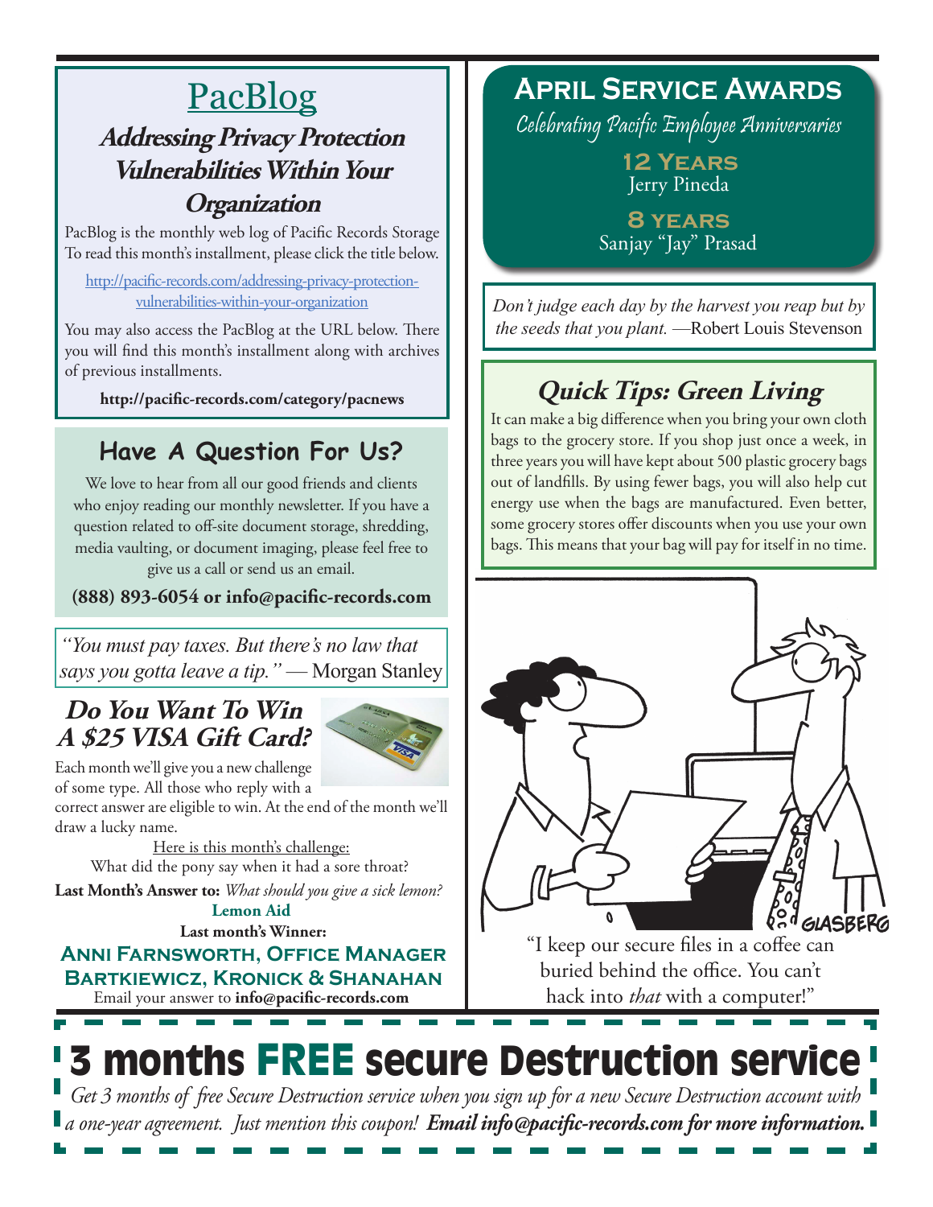# PacBlog

## Addressing Privacy Protection Vulnerabilities Within Your Organization

PacBlog is the monthly web log of Pacific Records Storage To read this month's installment, please click the title below.

http://pacific-records.com/addressing-privacy-protection-vulnerabilities-within-your-organization

You may also access the PacBlog at the URL below. There you will find this month's installment along with archives of previous installments.

**http://pacific-records.com/category/pacnews**

## Have A Question For Us?

We love to hear from all our good friends and clients who enjoy reading our monthly newsletter. If you have a question related to off-site document storage, shredding, media vaulting, or document imaging, please feel free to give us a call or send us an email.

**(888) 893-6054 or info@pacific-records.com**

*"You must pay taxes. But there's no law that says you gotta leave a tip."* — Morgan Stanley

## Do You Want To Win A $25 VISA Gift Card?

Each month we'll give you a new challenge of some type. All those who reply with a correct answer are eligible to win. At the end of the month we'll draw a lucky name.

Here is this month's challenge:

What did the pony say when it had a sore throat?

**Last Month's Answer to:** *What should you give a sick lemon?*

**Lemon Aid**

**Last month's Winner:**

**Anni Farnsworth, Office Manager**
**Bartkiewicz, Kronick & Shanahan**

Email your answer to **info@pacific-records.com**

## April Service Awards

*Celebrating Pacific Employee Anniversaries*

**12 Years**
Jerry Pineda

**8 years**
Sanjay "Jay" Prasad

*Don't judge each day by the harvest you reap but by the seeds that you plant.* —Robert Louis Stevenson

## Quick Tips: Green Living

It can make a big difference when you bring your own cloth bags to the grocery store. If you shop just once a week, in three years you will have kept about 500 plastic grocery bags out of landfills. By using fewer bags, you will also help cut energy use when the bags are manufactured. Even better, some grocery stores offer discounts when you use your own bags. This means that your bag will pay for itself in no time.

"I keep our secure files in a coffee can buried behind the office. You can't hack into *that* with a computer!"

# 3 months FREE secure Destruction service

*Get 3 months of free Secure Destruction service when you sign up for a new Secure Destruction account with a one-year agreement. Just mention this coupon!* ***Email info@pacific-records.com for more information.***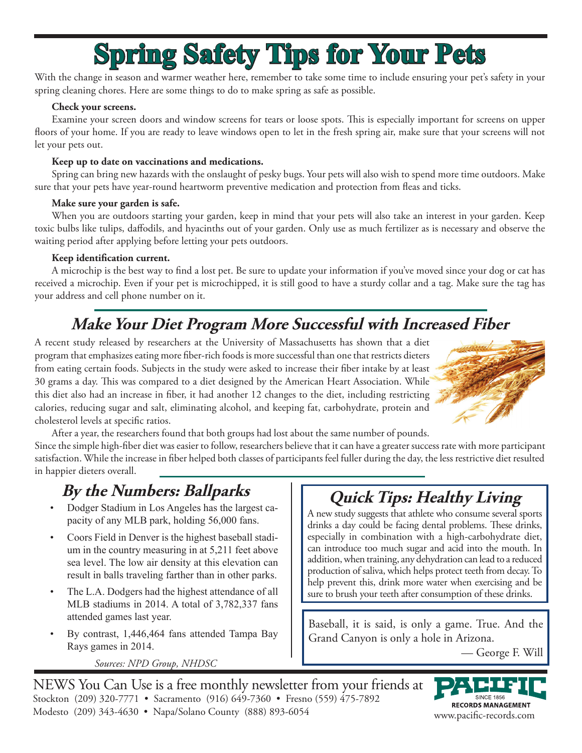# Spring Safety Tips for Your Pets

With the change in season and warmer weather here, remember to take some time to include ensuring your pet's safety in your spring cleaning chores. Here are some things to do to make spring as safe as possible.

**Check your screens.**

Examine your screen doors and window screens for tears or loose spots. This is especially important for screens on upper floors of your home. If you are ready to leave windows open to let in the fresh spring air, make sure that your screens will not let your pets out.

**Keep up to date on vaccinations and medications.**

Spring can bring new hazards with the onslaught of pesky bugs. Your pets will also wish to spend more time outdoors. Make sure that your pets have year-round heartworm preventive medication and protection from fleas and ticks.

**Make sure your garden is safe.**

When you are outdoors starting your garden, keep in mind that your pets will also take an interest in your garden. Keep toxic bulbs like tulips, daffodils, and hyacinths out of your garden. Only use as much fertilizer as is necessary and observe the waiting period after applying before letting your pets outdoors.

**Keep identification current.**

A microchip is the best way to find a lost pet. Be sure to update your information if you've moved since your dog or cat has received a microchip. Even if your pet is microchipped, it is still good to have a sturdy collar and a tag. Make sure the tag has your address and cell phone number on it.

## *Make Your Diet Program More Successful with Increased Fiber*

A recent study released by researchers at the University of Massachusetts has shown that a diet program that emphasizes eating more fiber-rich foods is more successful than one that restricts dieters from eating certain foods. Subjects in the study were asked to increase their fiber intake by at least 30 grams a day. This was compared to a diet designed by the American Heart Association. While this diet also had an increase in fiber, it had another 12 changes to the diet, including restricting calories, reducing sugar and salt, eliminating alcohol, and keeping fat, carbohydrate, protein and cholesterol levels at specific ratios.

After a year, the researchers found that both groups had lost about the same number of pounds. Since the simple high-fiber diet was easier to follow, researchers believe that it can have a greater success rate with more participant satisfaction. While the increase in fiber helped both classes of participants feel fuller during the day, the less restrictive diet resulted in happier dieters overall.

## *By the Numbers: Ballparks*

- Dodger Stadium in Los Angeles has the largest capacity of any MLB park, holding 56,000 fans.
- Coors Field in Denver is the highest baseball stadium in the country measuring in at 5,211 feet above sea level. The low air density at this elevation can result in balls traveling farther than in other parks.
- The L.A. Dodgers had the highest attendance of all MLB stadiums in 2014. A total of 3,782,337 fans attended games last year.
- By contrast, 1,446,464 fans attended Tampa Bay Rays games in 2014.

*Sources: NPD Group, NHDSC*

## *Quick Tips: Healthy Living*

A new study suggests that athlete who consume several sports drinks a day could be facing dental problems. These drinks, especially in combination with a high-carbohydrate diet, can introduce too much sugar and acid into the mouth. In addition, when training, any dehydration can lead to a reduced production of saliva, which helps protect teeth from decay. To help prevent this, drink more water when exercising and be sure to brush your teeth after consumption of these drinks.

Baseball, it is said, is only a game. True. And the Grand Canyon is only a hole in Arizona.

— George F. Will

NEWS You Can Use is a free monthly newsletter from your friends at

Stockton (209) 320-7771 • Sacramento (916) 649-7360 • Fresno (559) 475-7892
Modesto (209) 343-4630 • Napa/Solano County (888) 893-6054

PACIFIC SINCE 1856 RECORDS MANAGEMENT
www.pacific-records.com